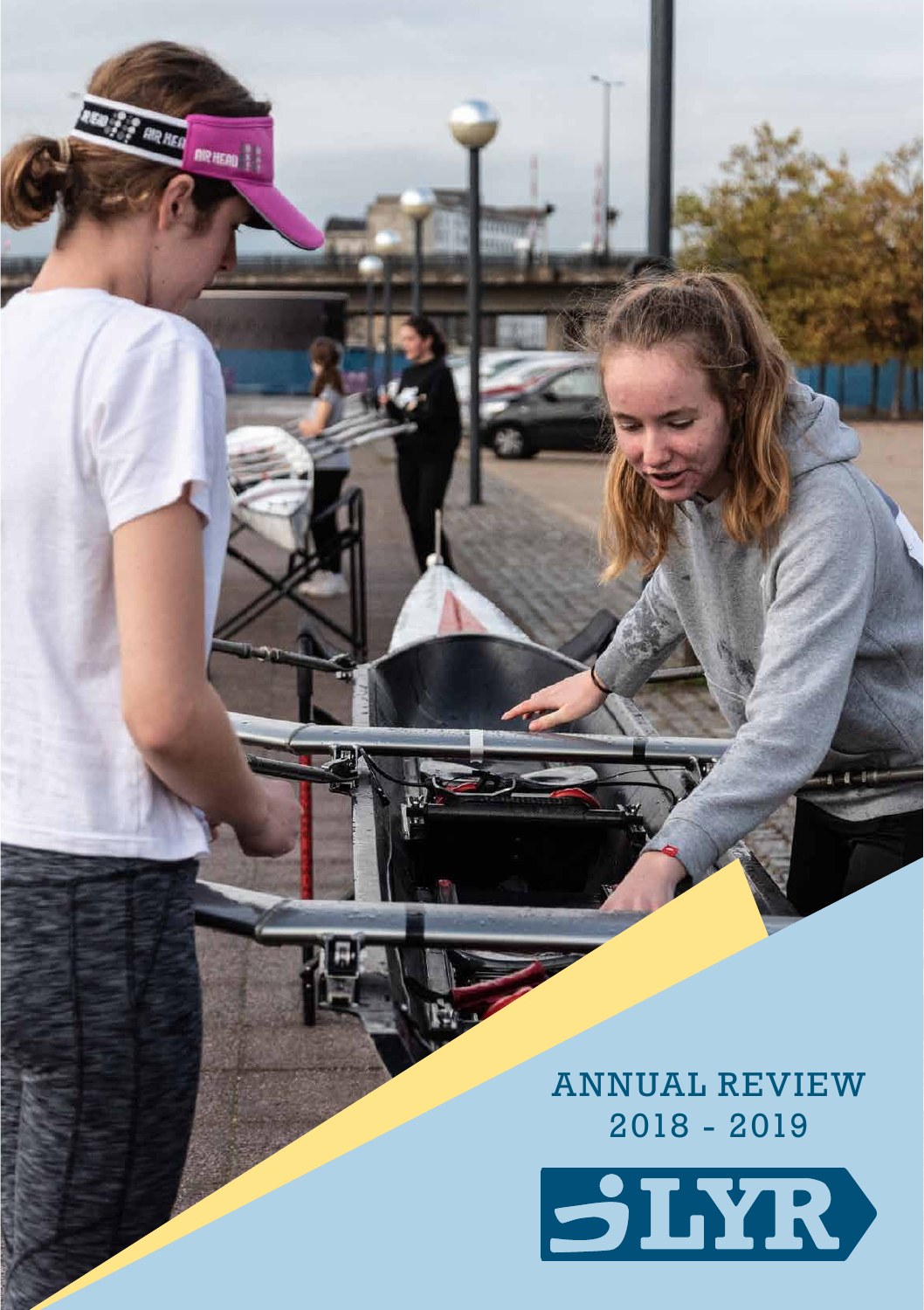# ANNUAL REVIEW 2018 - 2019

LYR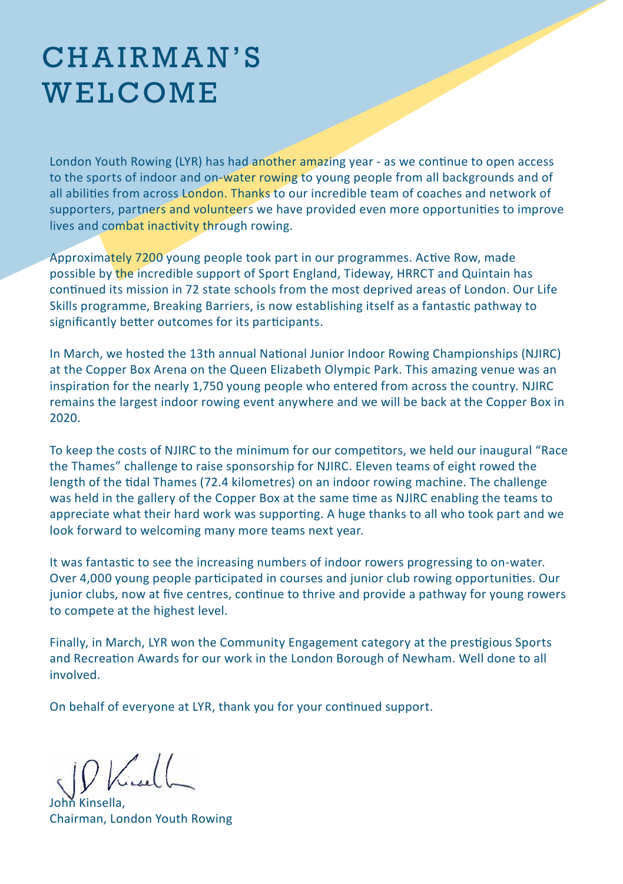# CHAIRMAN'S WELCOME

London Youth Rowing (LYR) has had another amazing year - as we continue to open access to the sports of indoor and on-water rowing to young people from all backgrounds and of all abilities from across London. Thanks to our incredible team of coaches and network of supporters, partners and volunteers we have provided even more opportunities to improve lives and combat inactivity through rowing.

Approximately 7200 young people took part in our programmes. Active Row, made possible by the incredible support of Sport England, Tideway, HRRCT and Quintain has continued its mission in 72 state schools from the most deprived areas of London. Our Life Skills programme, Breaking Barriers, is now establishing itself as a fantastic pathway to significantly better outcomes for its participants.

In March, we hosted the 13th annual National Junior Indoor Rowing Championships (NJIRC) at the Copper Box Arena on the Queen Elizabeth Olympic Park. This amazing venue was an inspiration for the nearly 1,750 young people who entered from across the country. NJIRC remains the largest indoor rowing event anywhere and we will be back at the Copper Box in 2020.

To keep the costs of NJIRC to the minimum for our competitors, we held our inaugural "Race the Thames" challenge to raise sponsorship for NJIRC. Eleven teams of eight rowed the length of the tidal Thames (72.4 kilometres) on an indoor rowing machine. The challenge was held in the gallery of the Copper Box at the same time as NJIRC enabling the teams to appreciate what their hard work was supporting. A huge thanks to all who took part and we look forward to welcoming many more teams next year.

It was fantastic to see the increasing numbers of indoor rowers progressing to on-water. Over 4,000 young people participated in courses and junior club rowing opportunities. Our junior clubs, now at five centres, continue to thrive and provide a pathway for young rowers to compete at the highest level.

Finally, in March, LYR won the Community Engagement category at the prestigious Sports and Recreation Awards for our work in the London Borough of Newham. Well done to all involved.

On behalf of everyone at LYR, thank you for your continued support.

John Kinsella,
Chairman, London Youth Rowing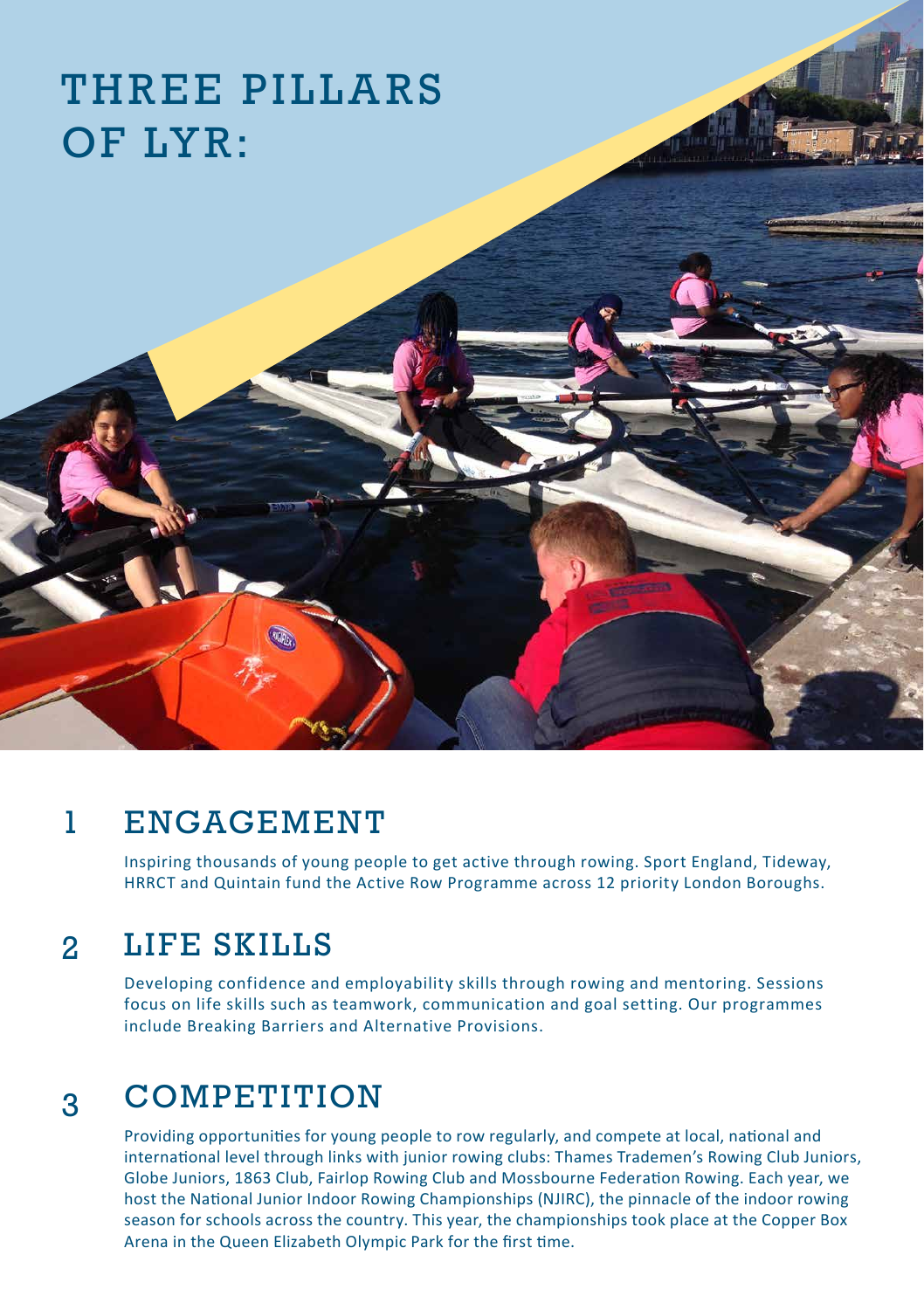# THREE PILLARS OF LYR:

## 1 ENGAGEMENT

Inspiring thousands of young people to get active through rowing. Sport England, Tideway, HRRCT and Quintain fund the Active Row Programme across 12 priority London Boroughs.

## 2 LIFE SKILLS

Developing confidence and employability skills through rowing and mentoring. Sessions focus on life skills such as teamwork, communication and goal setting. Our programmes include Breaking Barriers and Alternative Provisions.

## 3 COMPETITION

Providing opportunities for young people to row regularly, and compete at local, national and international level through links with junior rowing clubs: Thames Trademen's Rowing Club Juniors, Globe Juniors, 1863 Club, Fairlop Rowing Club and Mossbourne Federation Rowing. Each year, we host the National Junior Indoor Rowing Championships (NJIRC), the pinnacle of the indoor rowing season for schools across the country. This year, the championships took place at the Copper Box Arena in the Queen Elizabeth Olympic Park for the first time.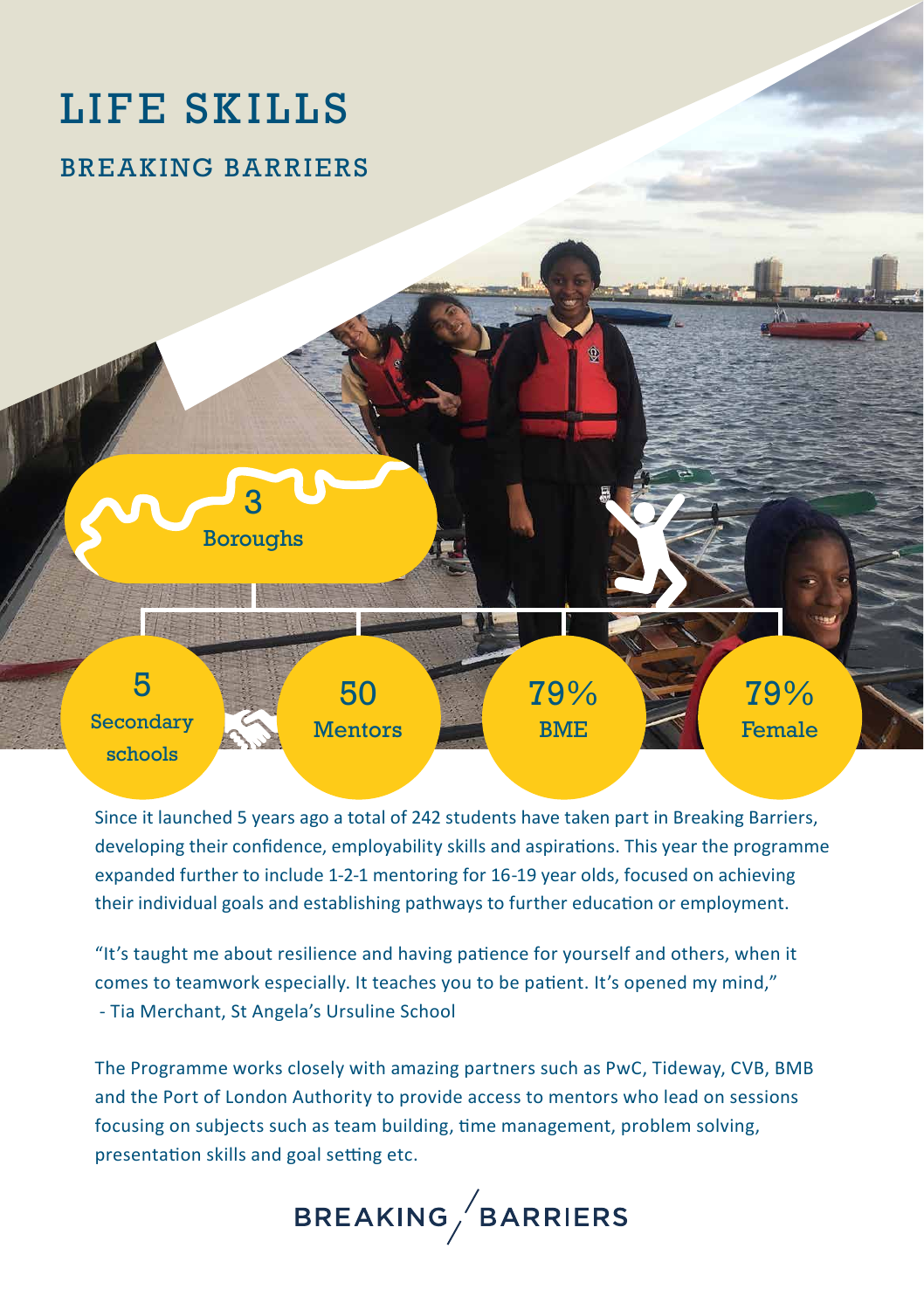# LIFE SKILLS

## BREAKING BARRIERS

3 Boroughs

5 Secondary schools

50 Mentors

79% BME

79% Female

Since it launched 5 years ago a total of 242 students have taken part in Breaking Barriers, developing their confidence, employability skills and aspirations. This year the programme expanded further to include 1-2-1 mentoring for 16-19 year olds, focused on achieving their individual goals and establishing pathways to further education or employment.

"It's taught me about resilience and having patience for yourself and others, when it comes to teamwork especially. It teaches you to be patient. It's opened my mind,"
- Tia Merchant, St Angela's Ursuline School

The Programme works closely with amazing partners such as PwC, Tideway, CVB, BMB and the Port of London Authority to provide access to mentors who lead on sessions focusing on subjects such as team building, time management, problem solving, presentation skills and goal setting etc.

BREAKING / BARRIERS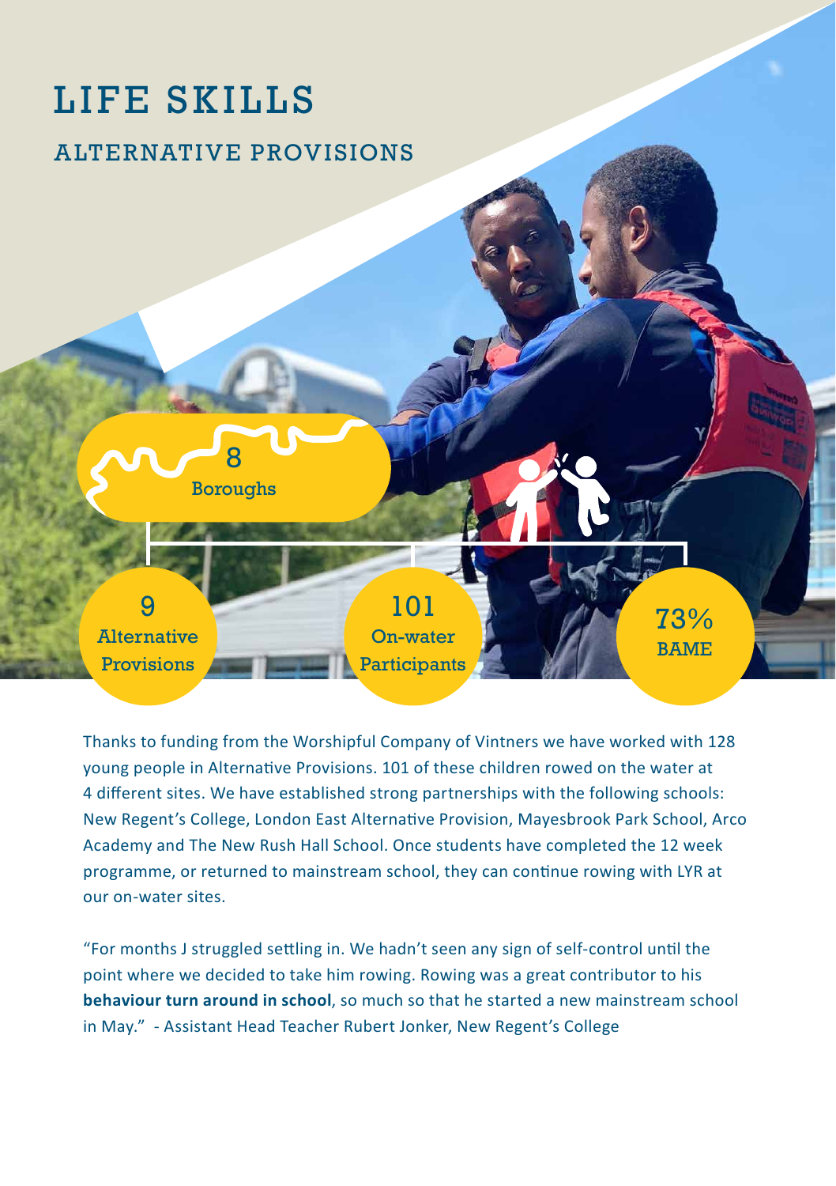# LIFE SKILLS

## ALTERNATIVE PROVISIONS

8
Boroughs

9
Alternative Provisions

101
On-water Participants

73%
BAME

Thanks to funding from the Worshipful Company of Vintners we have worked with 128 young people in Alternative Provisions. 101 of these children rowed on the water at 4 different sites. We have established strong partnerships with the following schools: New Regent's College, London East Alternative Provision, Mayesbrook Park School, Arco Academy and The New Rush Hall School. Once students have completed the 12 week programme, or returned to mainstream school, they can continue rowing with LYR at our on-water sites.

"For months J struggled settling in. We hadn't seen any sign of self-control until the point where we decided to take him rowing. Rowing was a great contributor to his **behaviour turn around in school**, so much so that he started a new mainstream school in May." - Assistant Head Teacher Rubert Jonker, New Regent's College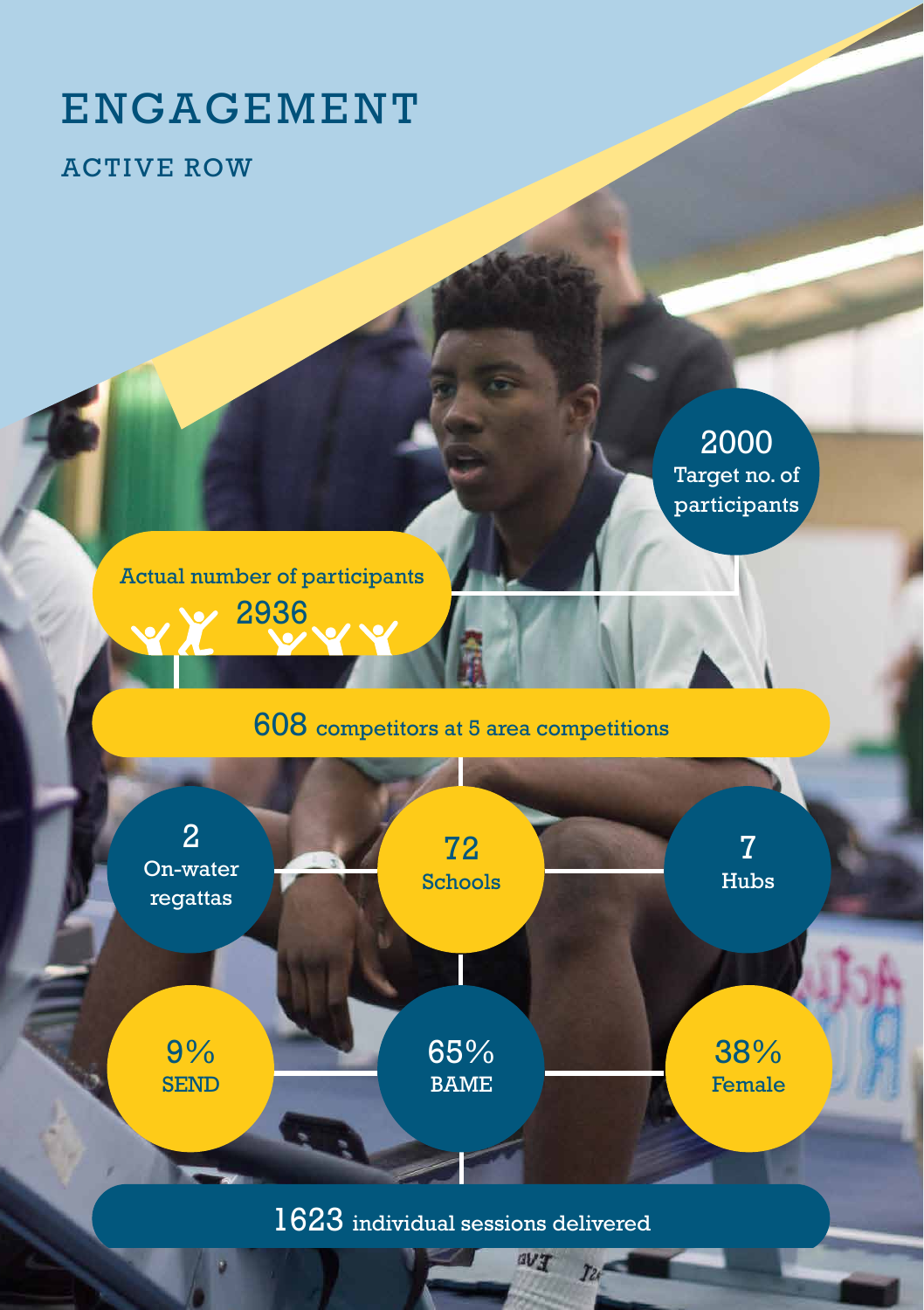# ENGAGEMENT

## ACTIVE ROW

**2000**
Target no. of participants

Actual number of participants
**2936**

**608** competitors at 5 area competitions

**2**
On-water regattas

**72**
Schools

**7**
Hubs

**9%**
SEND

**65%**
BAME

**38%**
Female

**1623** individual sessions delivered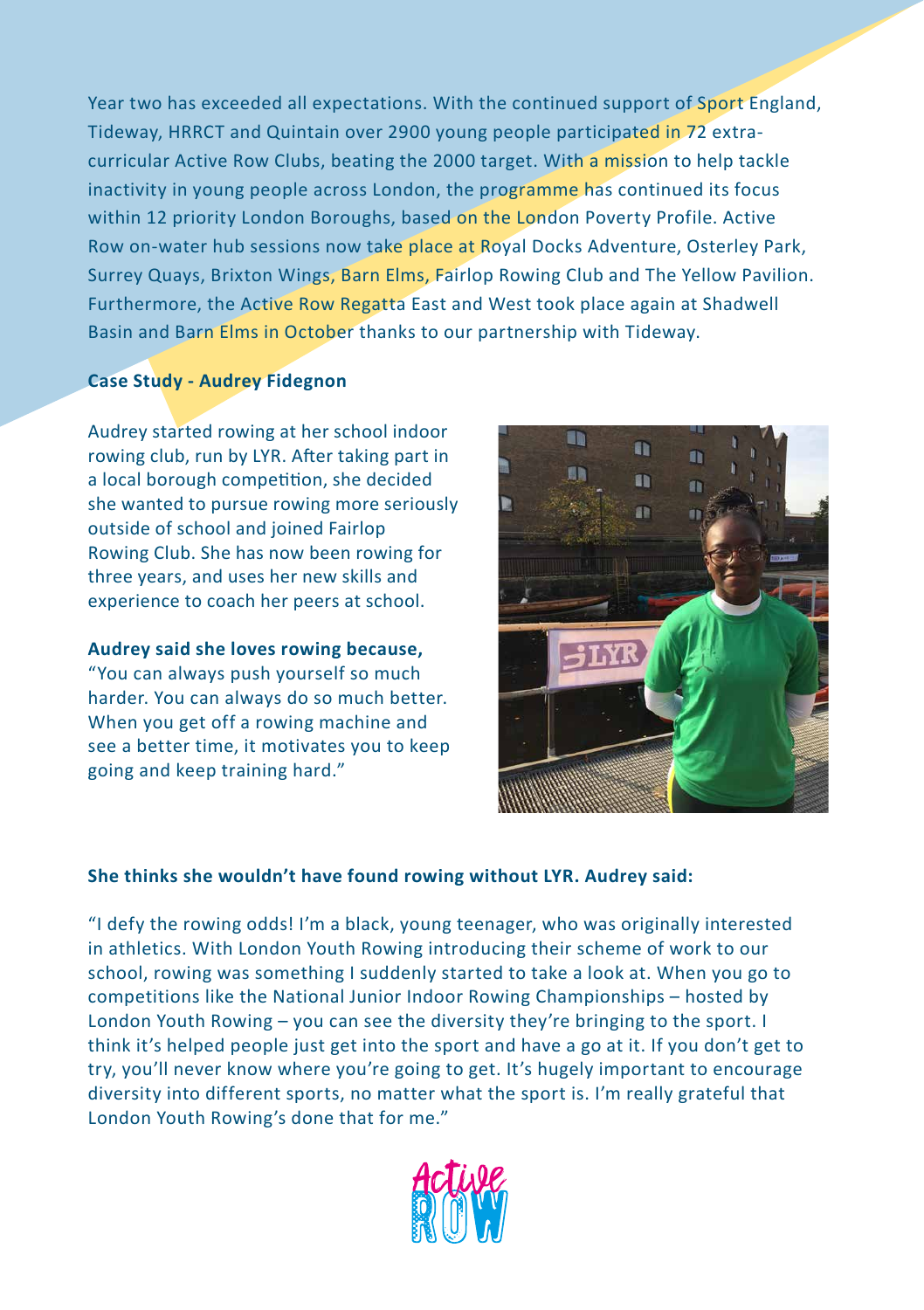Year two has exceeded all expectations. With the continued support of Sport England, Tideway, HRRCT and Quintain over 2900 young people participated in 72 extra-curricular Active Row Clubs, beating the 2000 target. With a mission to help tackle inactivity in young people across London, the programme has continued its focus within 12 priority London Boroughs, based on the London Poverty Profile. Active Row on-water hub sessions now take place at Royal Docks Adventure, Osterley Park, Surrey Quays, Brixton Wings, Barn Elms, Fairlop Rowing Club and The Yellow Pavilion. Furthermore, the Active Row Regatta East and West took place again at Shadwell Basin and Barn Elms in October thanks to our partnership with Tideway.

**Case Study - Audrey Fidegnon**

Audrey started rowing at her school indoor rowing club, run by LYR. After taking part in a local borough competition, she decided she wanted to pursue rowing more seriously outside of school and joined Fairlop Rowing Club. She has now been rowing for three years, and uses her new skills and experience to coach her peers at school.

**Audrey said she loves rowing because,**
"You can always push yourself so much harder. You can always do so much better. When you get off a rowing machine and see a better time, it motivates you to keep going and keep training hard."

**She thinks she wouldn't have found rowing without LYR. Audrey said:**

"I defy the rowing odds! I'm a black, young teenager, who was originally interested in athletics. With London Youth Rowing introducing their scheme of work to our school, rowing was something I suddenly started to take a look at. When you go to competitions like the National Junior Indoor Rowing Championships – hosted by London Youth Rowing – you can see the diversity they're bringing to the sport. I think it's helped people just get into the sport and have a go at it. If you don't get to try, you'll never know where you're going to get. It's hugely important to encourage diversity into different sports, no matter what the sport is. I'm really grateful that London Youth Rowing's done that for me."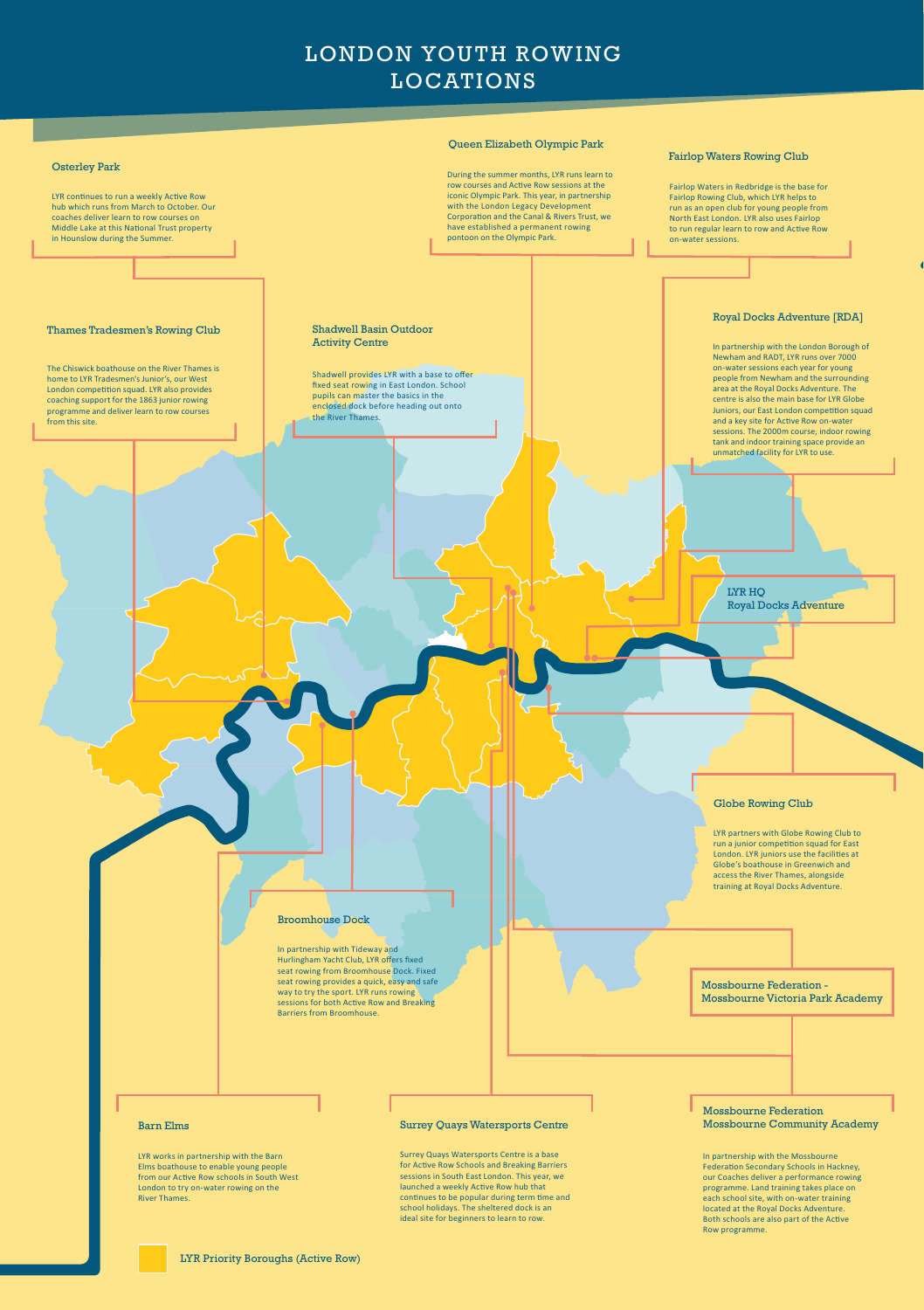# LONDON YOUTH ROWING LOCATIONS

### Osterley Park

LYR continues to run a weekly Active Row hub which runs from March to October. Our coaches deliver learn to row courses on Middle Lake at this National Trust property in Hounslow during the Summer.

### Queen Elizabeth Olympic Park

During the summer months, LYR runs learn to row courses and Active Row sessions at the iconic Olympic Park. This year, in partnership with the London Legacy Development Corporation and the Canal & Rivers Trust, we have established a permanent rowing pontoon on the Olympic Park.

### Fairlop Waters Rowing Club

Fairlop Waters in Redbridge is the base for Fairlop Rowing Club, which LYR helps to run as an open club for young people from North East London. LYR also uses Fairlop to run regular learn to row and Active Row on-water sessions.

### Thames Tradesmen's Rowing Club

The Chiswick boathouse on the River Thames is home to LYR Tradesmen's Junior's, our West London competition squad. LYR also provides coaching support for the 1863 junior rowing programme and deliver learn to row courses from this site.

### Shadwell Basin Outdoor Activity Centre

Shadwell provides LYR with a base to offer fixed seat rowing in East London. School pupils can master the basics in the enclosed dock before heading out onto the River Thames.

### Royal Docks Adventure [RDA]

In partnership with the London Borough of Newham and RADT, LYR runs over 7000 on-water sessions each year for young people from Newham and the surrounding area at the Royal Docks Adventure. The centre is also the main base for LYR Globe Juniors, our East London competition squad and a key site for Active Row on-water sessions. The 2000m course, indoor rowing tank and indoor training space provide an unmatched facility for LYR to use.

### LYR HQ Royal Docks Adventure

### Globe Rowing Club

LYR partners with Globe Rowing Club to run a junior competition squad for East London. LYR juniors use the facilities at Globe's boathouse in Greenwich and access the River Thames, alongside training at Royal Docks Adventure.

### Broomhouse Dock

In partnership with Tideway and Hurlingham Yacht Club, LYR offers fixed seat rowing from Broomhouse Dock. Fixed seat rowing provides a quick, easy and safe way to try the sport. LYR runs rowing sessions for both Active Row and Breaking Barriers from Broomhouse.

### Mossbourne Federation - Mossbourne Victoria Park Academy

### Barn Elms

LYR works in partnership with the Barn Elms boathouse to enable young people from our Active Row schools in South West London to try on-water rowing on the River Thames.

### Surrey Quays Watersports Centre

Surrey Quays Watersports Centre is a base for Active Row Schools and Breaking Barriers sessions in South East London. This year, we launched a weekly Active Row hub that continues to be popular during term time and school holidays. The sheltered dock is an ideal site for beginners to learn to row.

### Mossbourne Federation Mossbourne Community Academy

In partnership with the Mossbourne Federation Secondary Schools in Hackney, our Coaches deliver a performance rowing programme. Land training takes place on each school site, with on-water training located at the Royal Docks Adventure. Both schools are also part of the Active Row programme.

LYR Priority Boroughs (Active Row)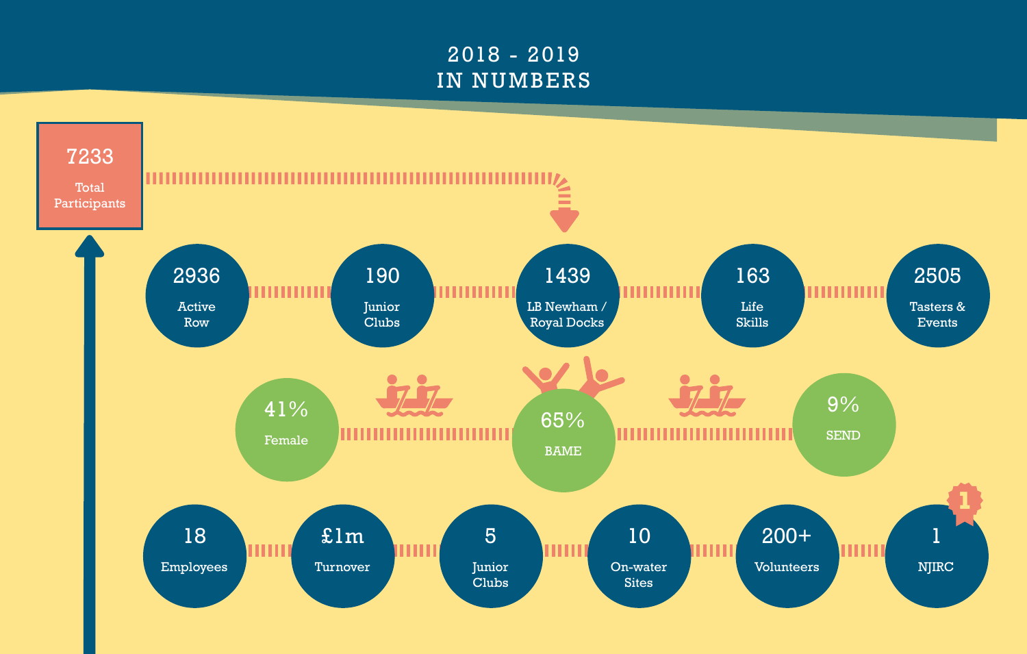# 2018 - 2019 IN NUMBERS

**7233** Total Participants

- **2936** Active Row
- **190** Junior Clubs
- **1439** LB Newham / Royal Docks
- **163** Life Skills
- **2505** Tasters & Events

- **41%** Female
- **65%** BAME
- **9%** SEND

- **18** Employees
- **£1m** Turnover
- **5** Junior Clubs
- **10** On-water Sites
- **200+** Volunteers
- **1** NJIRC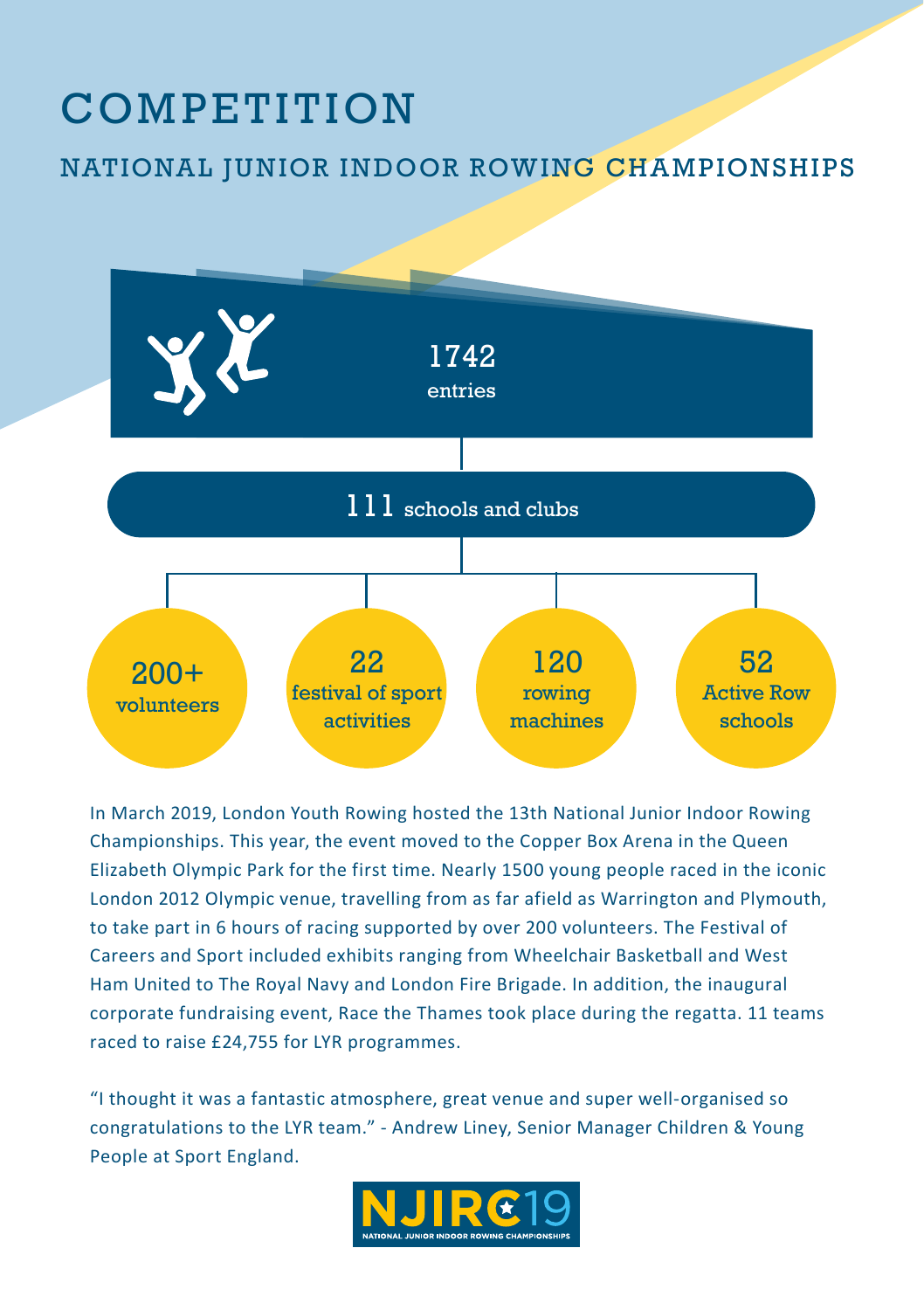# COMPETITION

## NATIONAL JUNIOR INDOOR ROWING CHAMPIONSHIPS

1742 entries

111 schools and clubs

200+ volunteers

22 festival of sport activities

120 rowing machines

52 Active Row schools

In March 2019, London Youth Rowing hosted the 13th National Junior Indoor Rowing Championships. This year, the event moved to the Copper Box Arena in the Queen Elizabeth Olympic Park for the first time. Nearly 1500 young people raced in the iconic London 2012 Olympic venue, travelling from as far afield as Warrington and Plymouth, to take part in 6 hours of racing supported by over 200 volunteers. The Festival of Careers and Sport included exhibits ranging from Wheelchair Basketball and West Ham United to The Royal Navy and London Fire Brigade. In addition, the inaugural corporate fundraising event, Race the Thames took place during the regatta. 11 teams raced to raise £24,755 for LYR programmes.

"I thought it was a fantastic atmosphere, great venue and super well-organised so congratulations to the LYR team." - Andrew Liney, Senior Manager Children & Young People at Sport England.

NJIRC19 NATIONAL JUNIOR INDOOR ROWING CHAMPIONSHIPS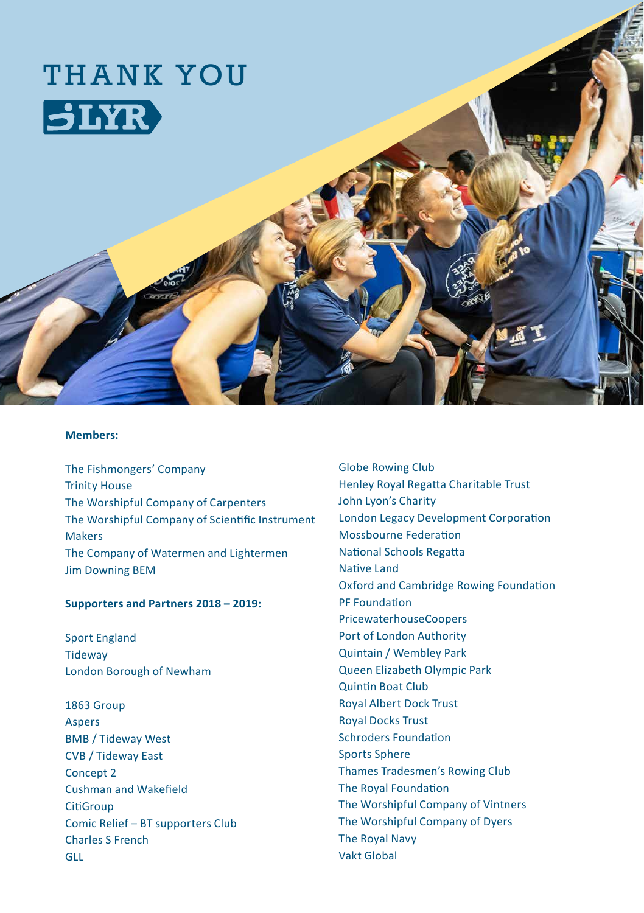# THANK YOU LYR

**Members:**

The Fishmongers' Company
Trinity House
The Worshipful Company of Carpenters
The Worshipful Company of Scientific Instrument Makers
The Company of Watermen and Lightermen
Jim Downing BEM

**Supporters and Partners 2018 – 2019:**

Sport England
Tideway
London Borough of Newham

1863 Group
Aspers
BMB / Tideway West
CVB / Tideway East
Concept 2
Cushman and Wakefield
CitiGroup
Comic Relief – BT supporters Club
Charles S French
GLL
Globe Rowing Club
Henley Royal Regatta Charitable Trust
John Lyon's Charity
London Legacy Development Corporation
Mossbourne Federation
National Schools Regatta
Native Land
Oxford and Cambridge Rowing Foundation
PF Foundation
PricewaterhouseCoopers
Port of London Authority
Quintain / Wembley Park
Queen Elizabeth Olympic Park
Quintin Boat Club
Royal Albert Dock Trust
Royal Docks Trust
Schroders Foundation
Sports Sphere
Thames Tradesmen's Rowing Club
The Royal Foundation
The Worshipful Company of Vintners
The Worshipful Company of Dyers
The Royal Navy
Vakt Global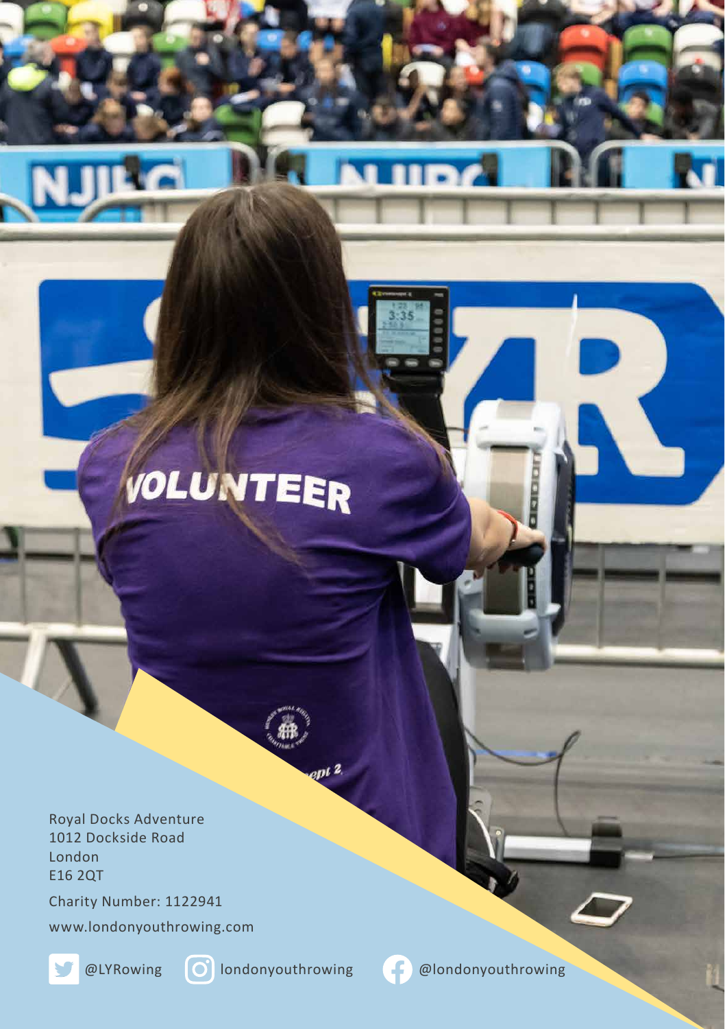Royal Docks Adventure
1012 Dockside Road
London
E16 2QT

Charity Number: 1122941

www.londonyouthrowing.com

@LYRowing londonyouthrowing @londonyouthrowing